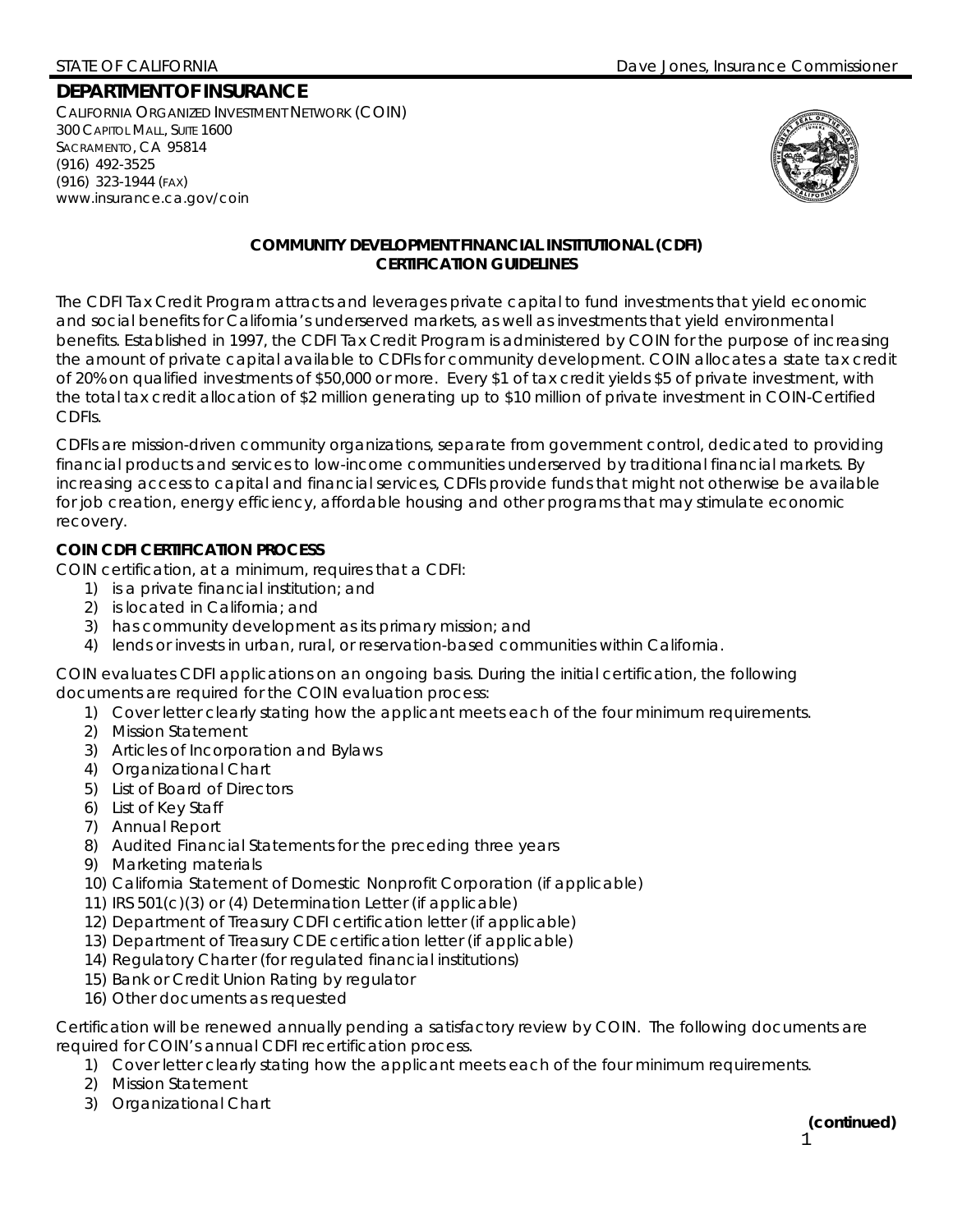STATE OF CALIFORNIA Dave Jones, Insurance Commissioner

## DEPARTMENT OF INSURANCE

CALIFORNIA ORGANIZED INVESTMENT NETWORK (COIN)
300 CAPITOL MALL, SUITE 1600
SACRAMENTO, CA 95814
(916) 492-3525
(916) 323-1944 (FAX)
www.insurance.ca.gov/coin

### COMMUNITY DEVELOPMENT FINANCIAL INSTITUTIONAL (CDFI) CERTIFICATION GUIDELINES

The CDFI Tax Credit Program attracts and leverages private capital to fund investments that yield economic and social benefits for California's underserved markets, as well as investments that yield environmental benefits. Established in 1997, the CDFI Tax Credit Program is administered by COIN for the purpose of increasing the amount of private capital available to CDFIs for community development. COIN allocates a state tax credit of 20% on qualified investments of $50,000 or more. Every $1 of tax credit yields $5 of private investment, with the total tax credit allocation of $2 million generating up to $10 million of private investment in COIN-Certified CDFIs.

CDFIs are mission-driven community organizations, separate from government control, dedicated to providing financial products and services to low-income communities underserved by traditional financial markets. By increasing access to capital and financial services, CDFIs provide funds that might not otherwise be available for job creation, energy efficiency, affordable housing and other programs that may stimulate economic recovery.

**COIN CDFI CERTIFICATION PROCESS**

COIN certification, at a minimum, requires that a CDFI:

1) is a private financial institution; and
2) is located in California; and
3) has community development as its primary mission; and
4) lends or invests in urban, rural, or reservation-based communities within California.

COIN evaluates CDFI applications on an ongoing basis. During the initial certification, the following documents are required for the COIN evaluation process:

1) Cover letter clearly stating how the applicant meets each of the four minimum requirements.
2) Mission Statement
3) Articles of Incorporation and Bylaws
4) Organizational Chart
5) List of Board of Directors
6) List of Key Staff
7) Annual Report
8) Audited Financial Statements for the preceding three years
9) Marketing materials
10) California Statement of Domestic Nonprofit Corporation (if applicable)
11) IRS 501(c)(3) or (4) Determination Letter (if applicable)
12) Department of Treasury CDFI certification letter (if applicable)
13) Department of Treasury CDE certification letter (if applicable)
14) Regulatory Charter (for regulated financial institutions)
15) Bank or Credit Union Rating by regulator
16) Other documents as requested

Certification will be renewed annually pending a satisfactory review by COIN. The following documents are required for COIN's annual CDFI recertification process.

1) Cover letter clearly stating how the applicant meets each of the four minimum requirements.
2) Mission Statement
3) Organizational Chart

**(continued)**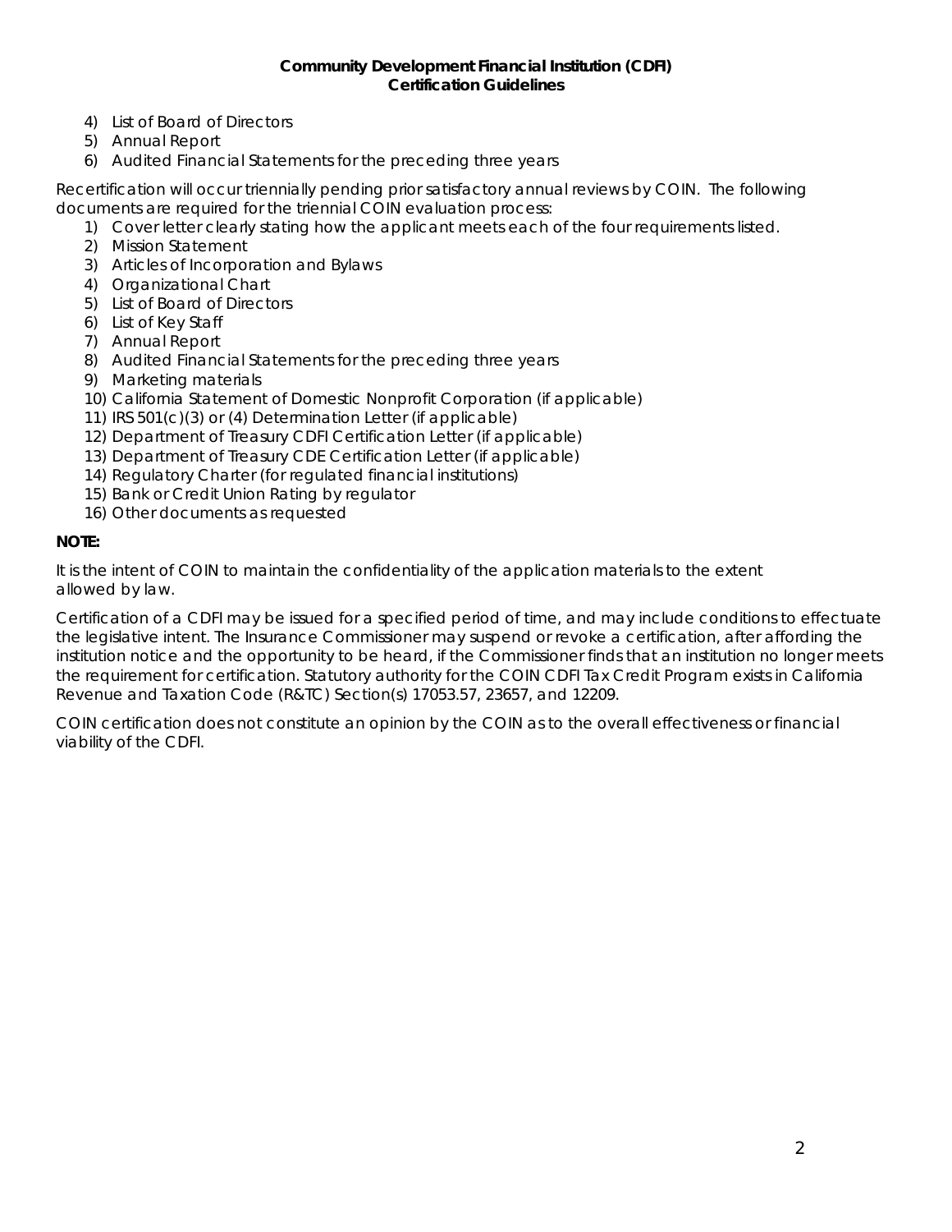4) List of Board of Directors
5) Annual Report
6) Audited Financial Statements for the preceding three years

Recertification will occur triennially pending prior satisfactory annual reviews by COIN. The following documents are required for the triennial COIN evaluation process:

1) Cover letter clearly stating how the applicant meets each of the four requirements listed.
2) Mission Statement
3) Articles of Incorporation and Bylaws
4) Organizational Chart
5) List of Board of Directors
6) List of Key Staff
7) Annual Report
8) Audited Financial Statements for the preceding three years
9) Marketing materials
10) California Statement of Domestic Nonprofit Corporation (if applicable)
11) IRS 501(c)(3) or (4) Determination Letter (if applicable)
12) Department of Treasury CDFI Certification Letter (if applicable)
13) Department of Treasury CDE Certification Letter (if applicable)
14) Regulatory Charter (for regulated financial institutions)
15) Bank or Credit Union Rating by regulator
16) Other documents as requested

**NOTE:**

It is the intent of COIN to maintain the confidentiality of the application materials to the extent allowed by law.

Certification of a CDFI may be issued for a specified period of time, and may include conditions to effectuate the legislative intent. The Insurance Commissioner may suspend or revoke a certification, after affording the institution notice and the opportunity to be heard, if the Commissioner finds that an institution no longer meets the requirement for certification. Statutory authority for the COIN CDFI Tax Credit Program exists in California Revenue and Taxation Code (R&TC) Section(s) 17053.57, 23657, and 12209.

COIN certification does not constitute an opinion by the COIN as to the overall effectiveness or financial viability of the CDFI.